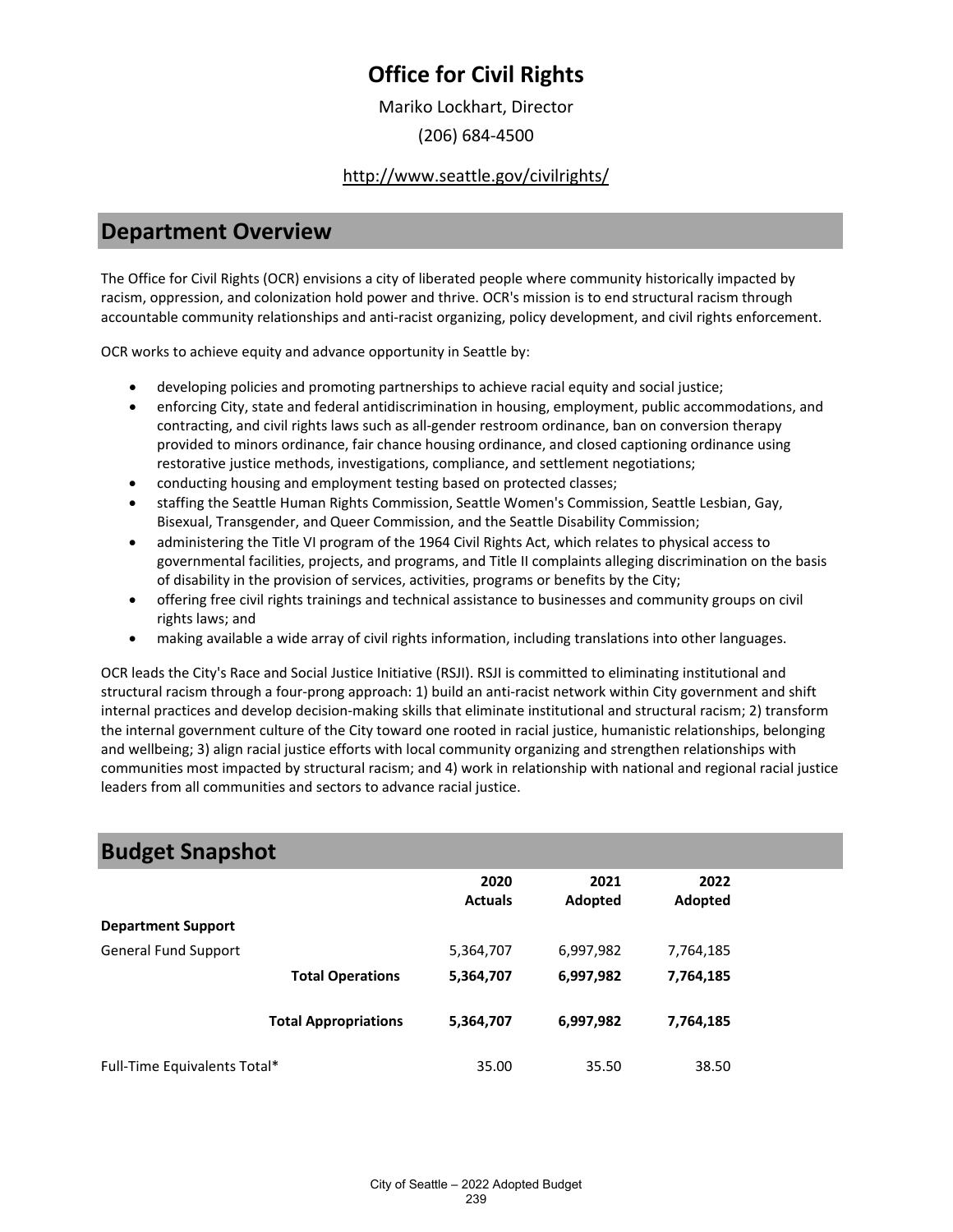# Office for Civil Rights

Mariko Lockhart, Director

(206) 684-4500

http://www.seattle.gov/civilrights/

## Department Overview

The Office for Civil Rights (OCR) envisions a city of liberated people where community historically impacted by racism, oppression, and colonization hold power and thrive. OCR's mission is to end structural racism through accountable community relationships and anti-racist organizing, policy development, and civil rights enforcement.

OCR works to achieve equity and advance opportunity in Seattle by:

- developing policies and promoting partnerships to achieve racial equity and social justice;
- enforcing City, state and federal antidiscrimination in housing, employment, public accommodations, and contracting, and civil rights laws such as all-gender restroom ordinance, ban on conversion therapy provided to minors ordinance, fair chance housing ordinance, and closed captioning ordinance using restorative justice methods, investigations, compliance, and settlement negotiations;
- conducting housing and employment testing based on protected classes;
- staffing the Seattle Human Rights Commission, Seattle Women's Commission, Seattle Lesbian, Gay, Bisexual, Transgender, and Queer Commission, and the Seattle Disability Commission;
- administering the Title VI program of the 1964 Civil Rights Act, which relates to physical access to governmental facilities, projects, and programs, and Title II complaints alleging discrimination on the basis of disability in the provision of services, activities, programs or benefits by the City;
- offering free civil rights trainings and technical assistance to businesses and community groups on civil rights laws; and
- making available a wide array of civil rights information, including translations into other languages.

OCR leads the City's Race and Social Justice Initiative (RSJI). RSJI is committed to eliminating institutional and structural racism through a four-prong approach: 1) build an anti-racist network within City government and shift internal practices and develop decision-making skills that eliminate institutional and structural racism; 2) transform the internal government culture of the City toward one rooted in racial justice, humanistic relationships, belonging and wellbeing; 3) align racial justice efforts with local community organizing and strengthen relationships with communities most impacted by structural racism; and 4) work in relationship with national and regional racial justice leaders from all communities and sectors to advance racial justice.

## Budget Snapshot

| | 2020 Actuals | 2021 Adopted | 2022 Adopted |
|---|---|---|---|
| **Department Support** | | | |
| General Fund Support | 5,364,707 | 6,997,982 | 7,764,185 |
| **Total Operations** | **5,364,707** | **6,997,982** | **7,764,185** |
| **Total Appropriations** | **5,364,707** | **6,997,982** | **7,764,185** |
| Full-Time Equivalents Total* | 35.00 | 35.50 | 38.50 |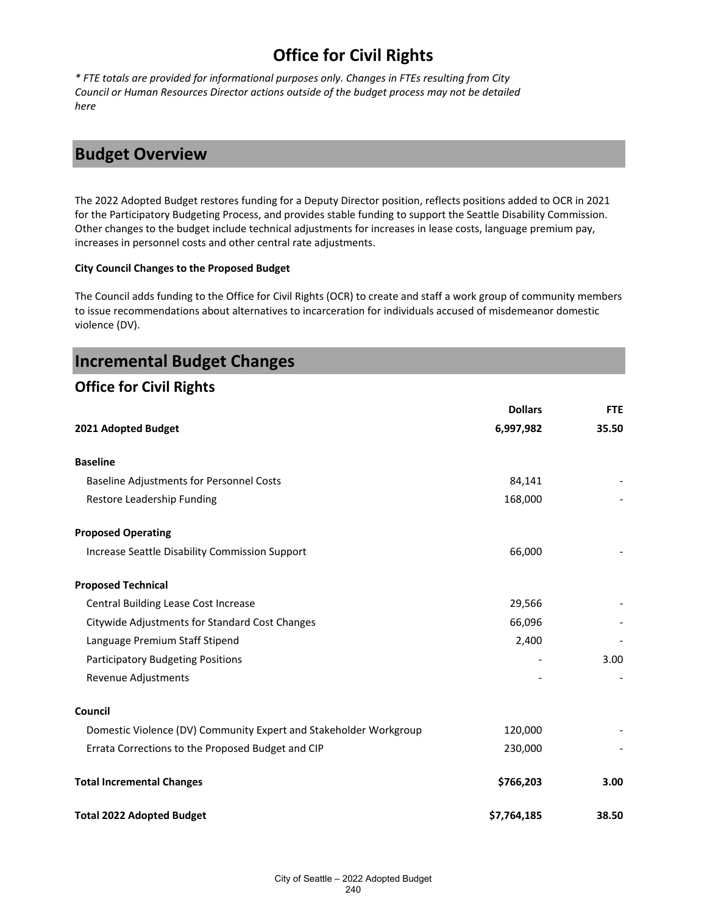# Office for Civil Rights

*\* FTE totals are provided for informational purposes only. Changes in FTEs resulting from City Council or Human Resources Director actions outside of the budget process may not be detailed here*

## Budget Overview

The 2022 Adopted Budget restores funding for a Deputy Director position, reflects positions added to OCR in 2021 for the Participatory Budgeting Process, and provides stable funding to support the Seattle Disability Commission. Other changes to the budget include technical adjustments for increases in lease costs, language premium pay, increases in personnel costs and other central rate adjustments.

**City Council Changes to the Proposed Budget**

The Council adds funding to the Office for Civil Rights (OCR) to create and staff a work group of community members to issue recommendations about alternatives to incarceration for individuals accused of misdemeanor domestic violence (DV).

## Incremental Budget Changes

### Office for Civil Rights

| | Dollars | FTE |
|---|---|---|
| **2021 Adopted Budget** | **6,997,982** | **35.50** |
| **Baseline** | | |
| Baseline Adjustments for Personnel Costs | 84,141 | - |
| Restore Leadership Funding | 168,000 | - |
| **Proposed Operating** | | |
| Increase Seattle Disability Commission Support | 66,000 | - |
| **Proposed Technical** | | |
| Central Building Lease Cost Increase | 29,566 | - |
| Citywide Adjustments for Standard Cost Changes | 66,096 | - |
| Language Premium Staff Stipend | 2,400 | - |
| Participatory Budgeting Positions | - | 3.00 |
| Revenue Adjustments | - | - |
| **Council** | | |
| Domestic Violence (DV) Community Expert and Stakeholder Workgroup | 120,000 | - |
| Errata Corrections to the Proposed Budget and CIP | 230,000 | - |
| **Total Incremental Changes** | **$766,203** | **3.00** |
| **Total 2022 Adopted Budget** | **$7,764,185** | **38.50** |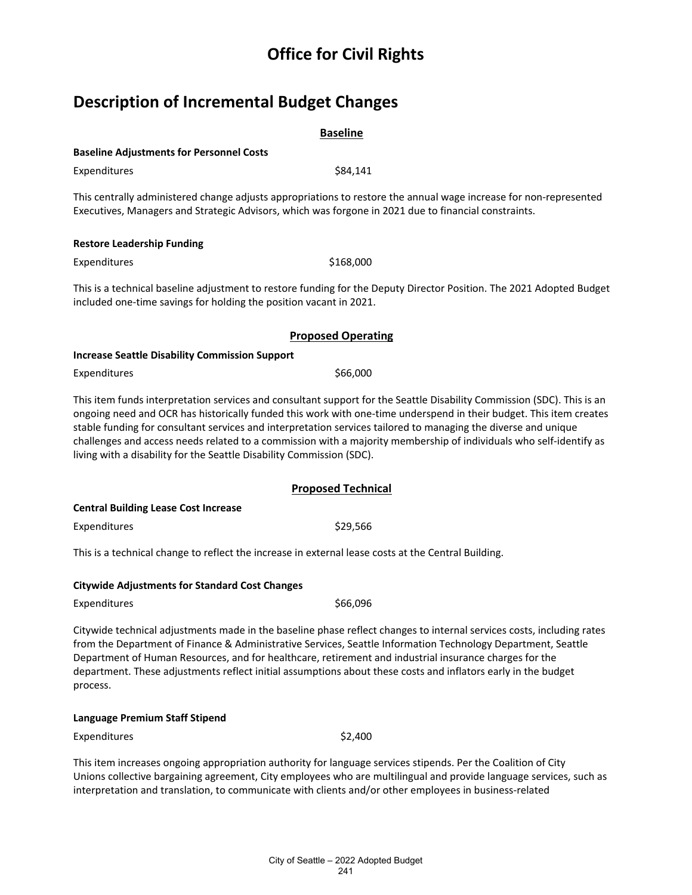# Office for Civil Rights

## Description of Incremental Budget Changes

### Baseline

**Baseline Adjustments for Personnel Costs**

Expenditures $84,141

This centrally administered change adjusts appropriations to restore the annual wage increase for non-represented Executives, Managers and Strategic Advisors, which was forgone in 2021 due to financial constraints.

**Restore Leadership Funding**

Expenditures $168,000

This is a technical baseline adjustment to restore funding for the Deputy Director Position. The 2021 Adopted Budget included one-time savings for holding the position vacant in 2021.

### Proposed Operating

**Increase Seattle Disability Commission Support**

Expenditures $66,000

This item funds interpretation services and consultant support for the Seattle Disability Commission (SDC). This is an ongoing need and OCR has historically funded this work with one-time underspend in their budget. This item creates stable funding for consultant services and interpretation services tailored to managing the diverse and unique challenges and access needs related to a commission with a majority membership of individuals who self-identify as living with a disability for the Seattle Disability Commission (SDC).

### Proposed Technical

**Central Building Lease Cost Increase**

Expenditures $29,566

This is a technical change to reflect the increase in external lease costs at the Central Building.

**Citywide Adjustments for Standard Cost Changes**

Expenditures $66,096

Citywide technical adjustments made in the baseline phase reflect changes to internal services costs, including rates from the Department of Finance & Administrative Services, Seattle Information Technology Department, Seattle Department of Human Resources, and for healthcare, retirement and industrial insurance charges for the department. These adjustments reflect initial assumptions about these costs and inflators early in the budget process.

**Language Premium Staff Stipend**

Expenditures $2,400

This item increases ongoing appropriation authority for language services stipends. Per the Coalition of City Unions collective bargaining agreement, City employees who are multilingual and provide language services, such as interpretation and translation, to communicate with clients and/or other employees in business-related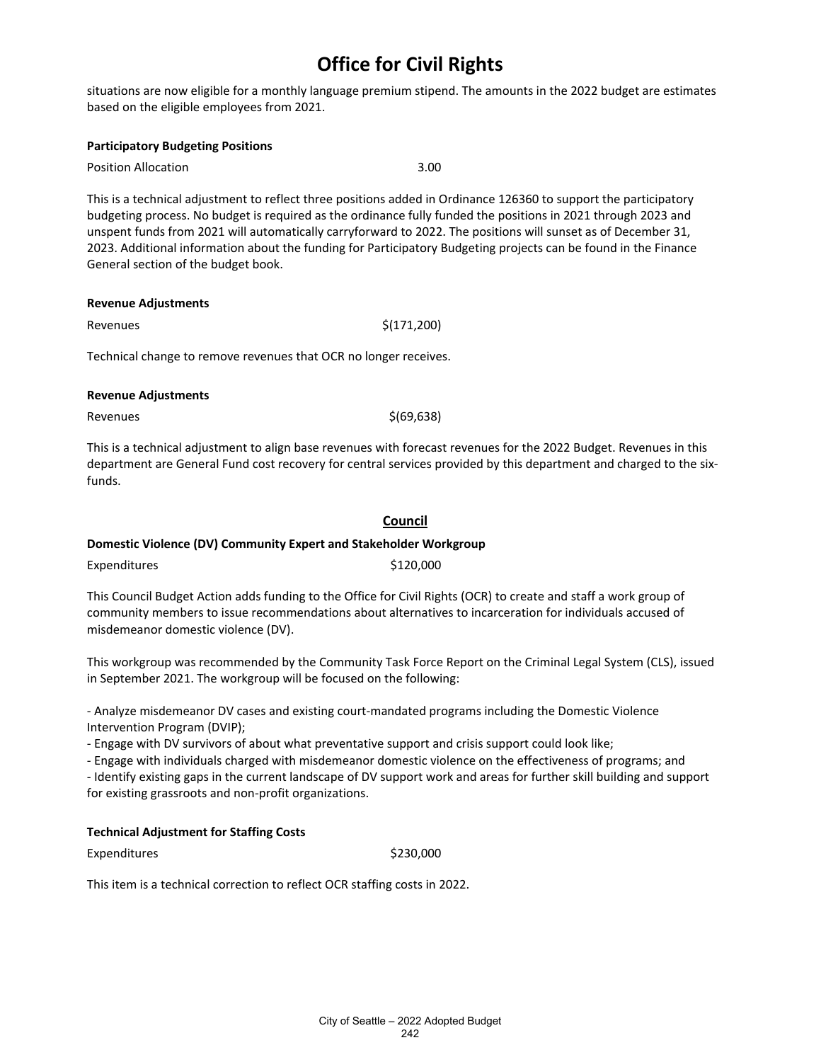situations are now eligible for a monthly language premium stipend. The amounts in the 2022 budget are estimates based on the eligible employees from 2021.

**Participatory Budgeting Positions**

Position Allocation 3.00

This is a technical adjustment to reflect three positions added in Ordinance 126360 to support the participatory budgeting process. No budget is required as the ordinance fully funded the positions in 2021 through 2023 and unspent funds from 2021 will automatically carryforward to 2022. The positions will sunset as of December 31, 2023. Additional information about the funding for Participatory Budgeting projects can be found in the Finance General section of the budget book.

**Revenue Adjustments**

Revenues $(171,200)

Technical change to remove revenues that OCR no longer receives.

**Revenue Adjustments**

Revenues $(69,638)

This is a technical adjustment to align base revenues with forecast revenues for the 2022 Budget. Revenues in this department are General Fund cost recovery for central services provided by this department and charged to the six-funds.

## Council

**Domestic Violence (DV) Community Expert and Stakeholder Workgroup**

Expenditures $120,000

This Council Budget Action adds funding to the Office for Civil Rights (OCR) to create and staff a work group of community members to issue recommendations about alternatives to incarceration for individuals accused of misdemeanor domestic violence (DV).

This workgroup was recommended by the Community Task Force Report on the Criminal Legal System (CLS), issued in September 2021. The workgroup will be focused on the following:

- Analyze misdemeanor DV cases and existing court-mandated programs including the Domestic Violence Intervention Program (DVIP);
- Engage with DV survivors of about what preventative support and crisis support could look like;
- Engage with individuals charged with misdemeanor domestic violence on the effectiveness of programs; and
- Identify existing gaps in the current landscape of DV support work and areas for further skill building and support for existing grassroots and non-profit organizations.

**Technical Adjustment for Staffing Costs**

Expenditures $230,000

This item is a technical correction to reflect OCR staffing costs in 2022.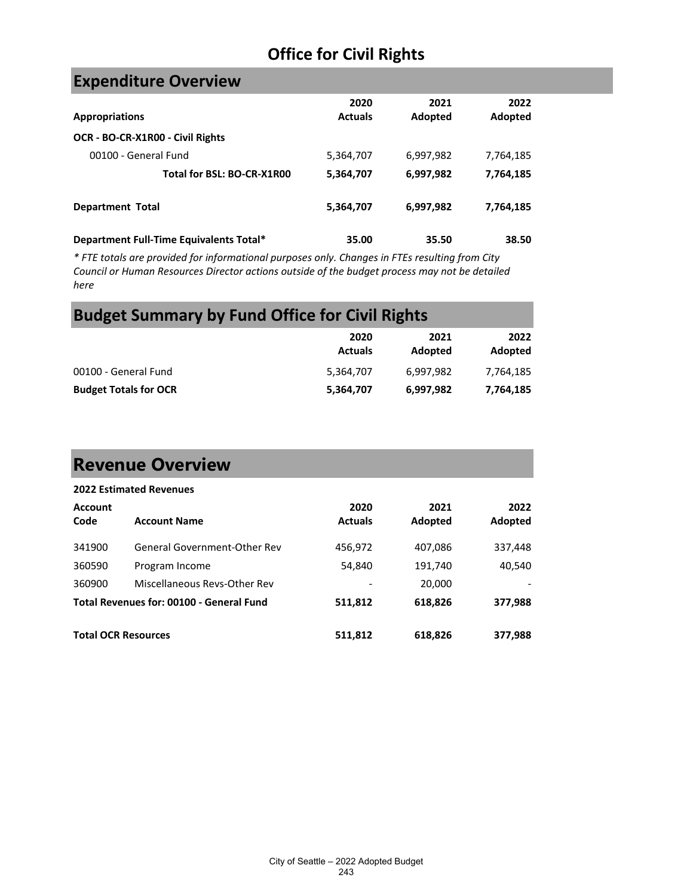# Office for Civil Rights

## Expenditure Overview

| Appropriations | 2020 Actuals | 2021 Adopted | 2022 Adopted |
|---|---|---|---|
| **OCR - BO-CR-X1R00 - Civil Rights** | | | |
| 00100 - General Fund | 5,364,707 | 6,997,982 | 7,764,185 |
| **Total for BSL: BO-CR-X1R00** | **5,364,707** | **6,997,982** | **7,764,185** |
| **Department Total** | **5,364,707** | **6,997,982** | **7,764,185** |
| **Department Full-Time Equivalents Total*** | **35.00** | **35.50** | **38.50** |

*\* FTE totals are provided for informational purposes only. Changes in FTEs resulting from City Council or Human Resources Director actions outside of the budget process may not be detailed here*

## Budget Summary by Fund Office for Civil Rights

| | 2020 Actuals | 2021 Adopted | 2022 Adopted |
|---|---|---|---|
| 00100 - General Fund | 5,364,707 | 6,997,982 | 7,764,185 |
| **Budget Totals for OCR** | **5,364,707** | **6,997,982** | **7,764,185** |

## Revenue Overview

**2022 Estimated Revenues**

| Account Code | Account Name | 2020 Actuals | 2021 Adopted | 2022 Adopted |
|---|---|---|---|---|
| 341900 | General Government-Other Rev | 456,972 | 407,086 | 337,448 |
| 360590 | Program Income | 54,840 | 191,740 | 40,540 |
| 360900 | Miscellaneous Revs-Other Rev | - | 20,000 | - |
| **Total Revenues for: 00100 - General Fund** | | **511,812** | **618,826** | **377,988** |
| **Total OCR Resources** | | **511,812** | **618,826** | **377,988** |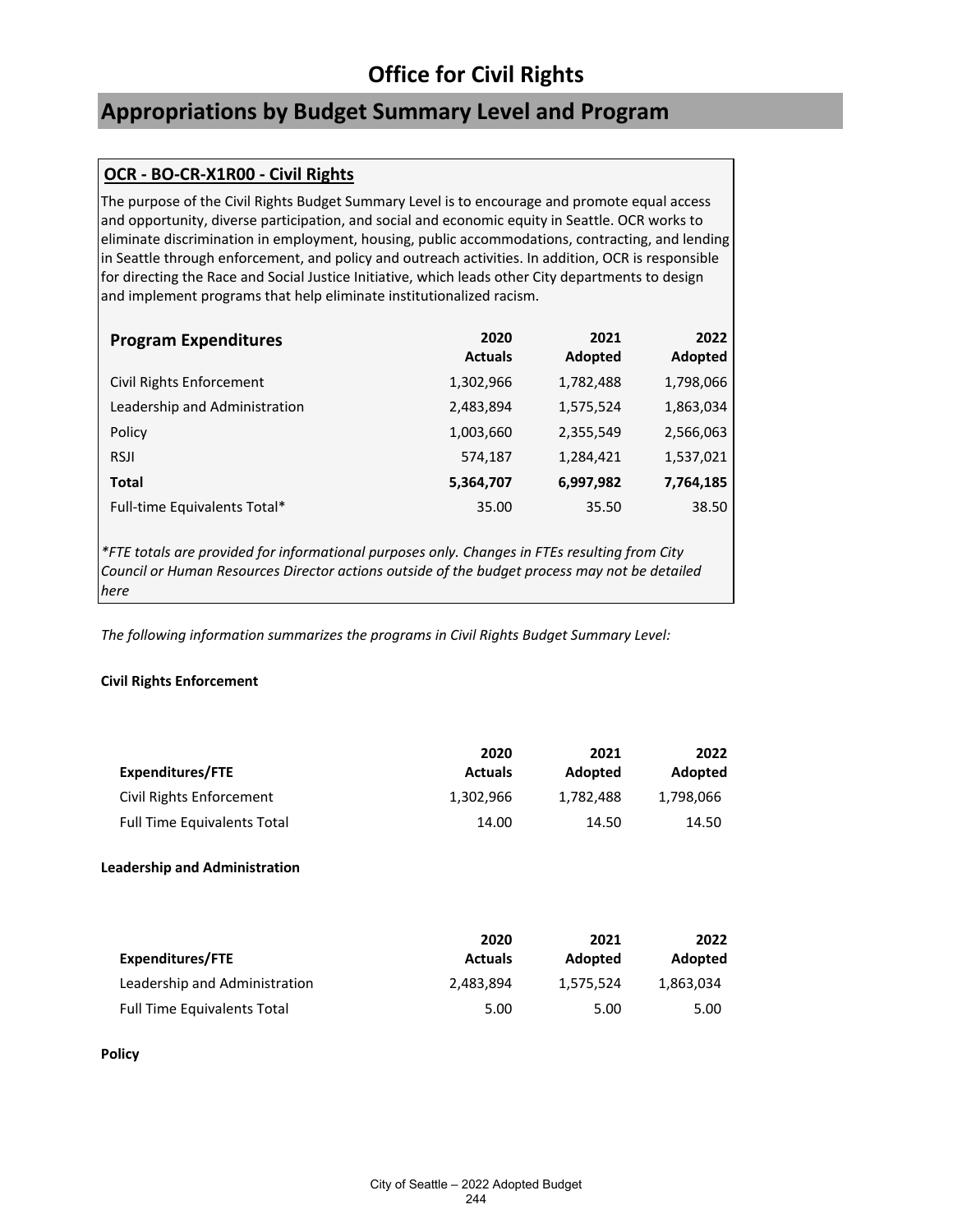# Office for Civil Rights

## Appropriations by Budget Summary Level and Program

### OCR - BO-CR-X1R00 - Civil Rights

The purpose of the Civil Rights Budget Summary Level is to encourage and promote equal access and opportunity, diverse participation, and social and economic equity in Seattle. OCR works to eliminate discrimination in employment, housing, public accommodations, contracting, and lending in Seattle through enforcement, and policy and outreach activities. In addition, OCR is responsible for directing the Race and Social Justice Initiative, which leads other City departments to design and implement programs that help eliminate institutionalized racism.

| Program Expenditures | 2020 Actuals | 2021 Adopted | 2022 Adopted |
|---|---|---|---|
| Civil Rights Enforcement | 1,302,966 | 1,782,488 | 1,798,066 |
| Leadership and Administration | 2,483,894 | 1,575,524 | 1,863,034 |
| Policy | 1,003,660 | 2,355,549 | 2,566,063 |
| RSJI | 574,187 | 1,284,421 | 1,537,021 |
| **Total** | **5,364,707** | **6,997,982** | **7,764,185** |
| Full-time Equivalents Total* | 35.00 | 35.50 | 38.50 |

*\*FTE totals are provided for informational purposes only. Changes in FTEs resulting from City Council or Human Resources Director actions outside of the budget process may not be detailed here*

*The following information summarizes the programs in Civil Rights Budget Summary Level:*

**Civil Rights Enforcement**

| Expenditures/FTE | 2020 Actuals | 2021 Adopted | 2022 Adopted |
|---|---|---|---|
| Civil Rights Enforcement | 1,302,966 | 1,782,488 | 1,798,066 |
| Full Time Equivalents Total | 14.00 | 14.50 | 14.50 |

**Leadership and Administration**

| Expenditures/FTE | 2020 Actuals | 2021 Adopted | 2022 Adopted |
|---|---|---|---|
| Leadership and Administration | 2,483,894 | 1,575,524 | 1,863,034 |
| Full Time Equivalents Total | 5.00 | 5.00 | 5.00 |

**Policy**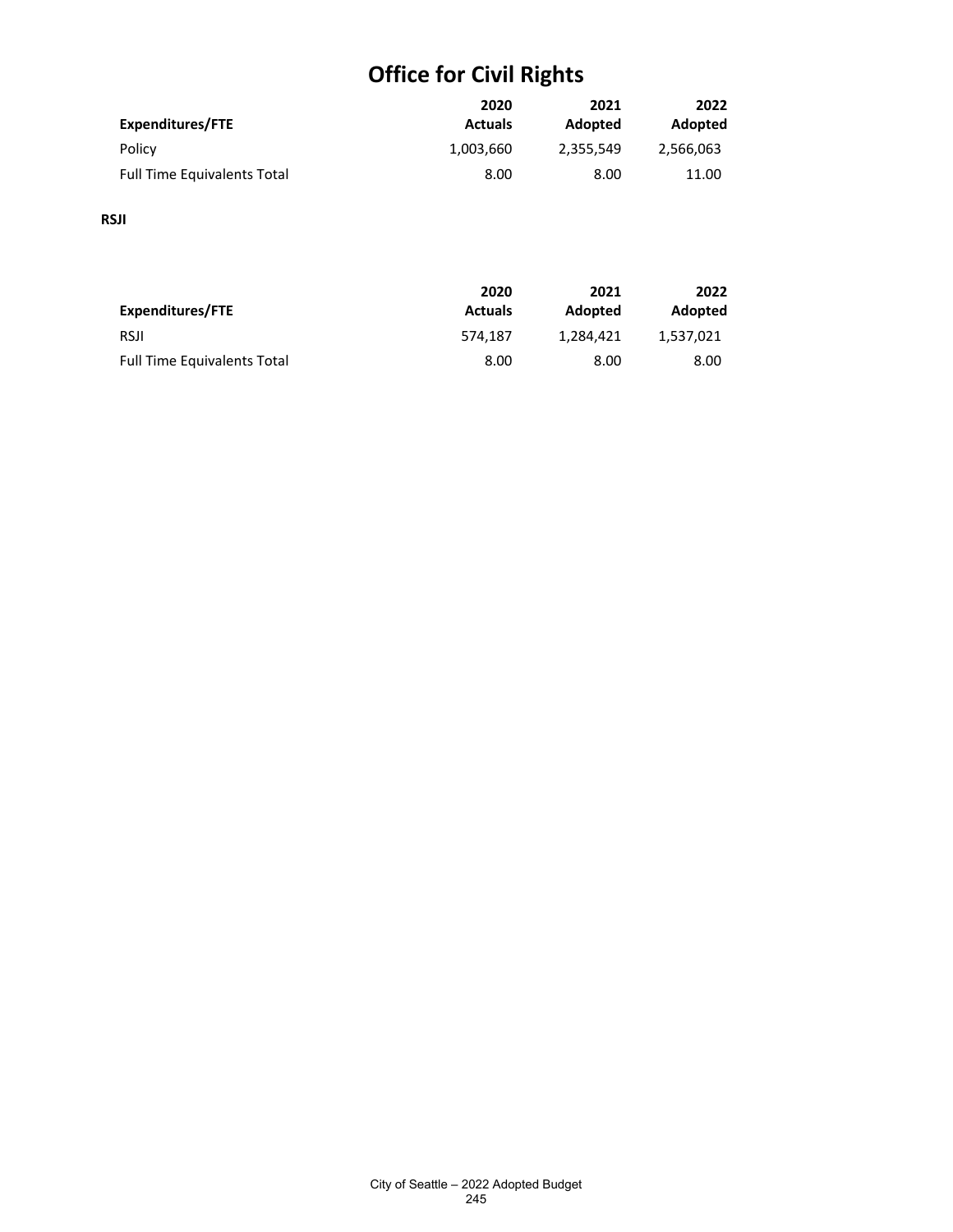# Office for Civil Rights

| Expenditures/FTE | 2020 Actuals | 2021 Adopted | 2022 Adopted |
|---|---|---|---|
| Policy | 1,003,660 | 2,355,549 | 2,566,063 |
| Full Time Equivalents Total | 8.00 | 8.00 | 11.00 |

**RSJI**

| Expenditures/FTE | 2020 Actuals | 2021 Adopted | 2022 Adopted |
|---|---|---|---|
| RSJI | 574,187 | 1,284,421 | 1,537,021 |
| Full Time Equivalents Total | 8.00 | 8.00 | 8.00 |